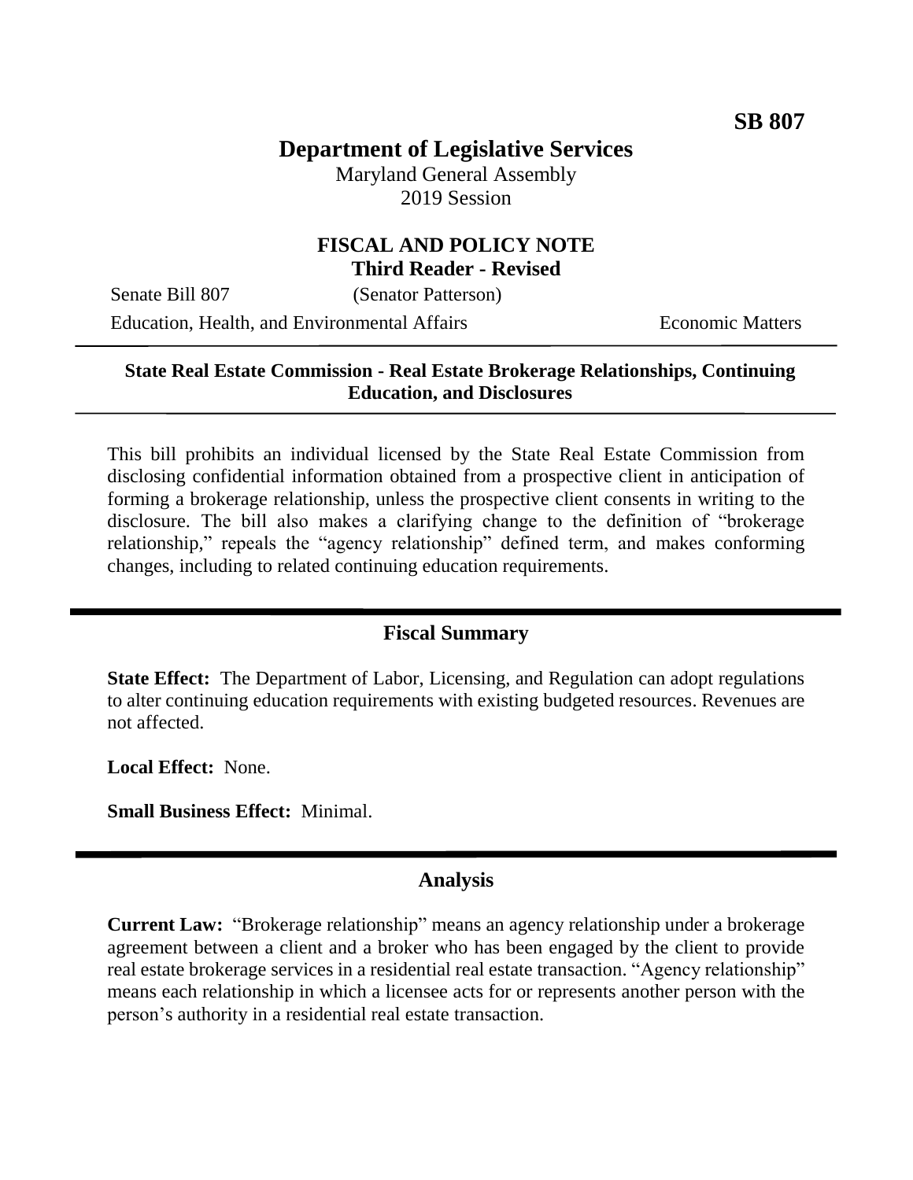**SB 807**

# Department of Legislative Services

Maryland General Assembly
2019 Session

## FISCAL AND POLICY NOTE
**Third Reader - Revised**

Senate Bill 807 (Senator Patterson)
Education, Health, and Environmental Affairs Economic Matters

---

**State Real Estate Commission - Real Estate Brokerage Relationships, Continuing Education, and Disclosures**

---

This bill prohibits an individual licensed by the State Real Estate Commission from disclosing confidential information obtained from a prospective client in anticipation of forming a brokerage relationship, unless the prospective client consents in writing to the disclosure. The bill also makes a clarifying change to the definition of "brokerage relationship," repeals the "agency relationship" defined term, and makes conforming changes, including to related continuing education requirements.

---

## Fiscal Summary

**State Effect:** The Department of Labor, Licensing, and Regulation can adopt regulations to alter continuing education requirements with existing budgeted resources. Revenues are not affected.

**Local Effect:** None.

**Small Business Effect:** Minimal.

---

## Analysis

**Current Law:** "Brokerage relationship" means an agency relationship under a brokerage agreement between a client and a broker who has been engaged by the client to provide real estate brokerage services in a residential real estate transaction. "Agency relationship" means each relationship in which a licensee acts for or represents another person with the person's authority in a residential real estate transaction.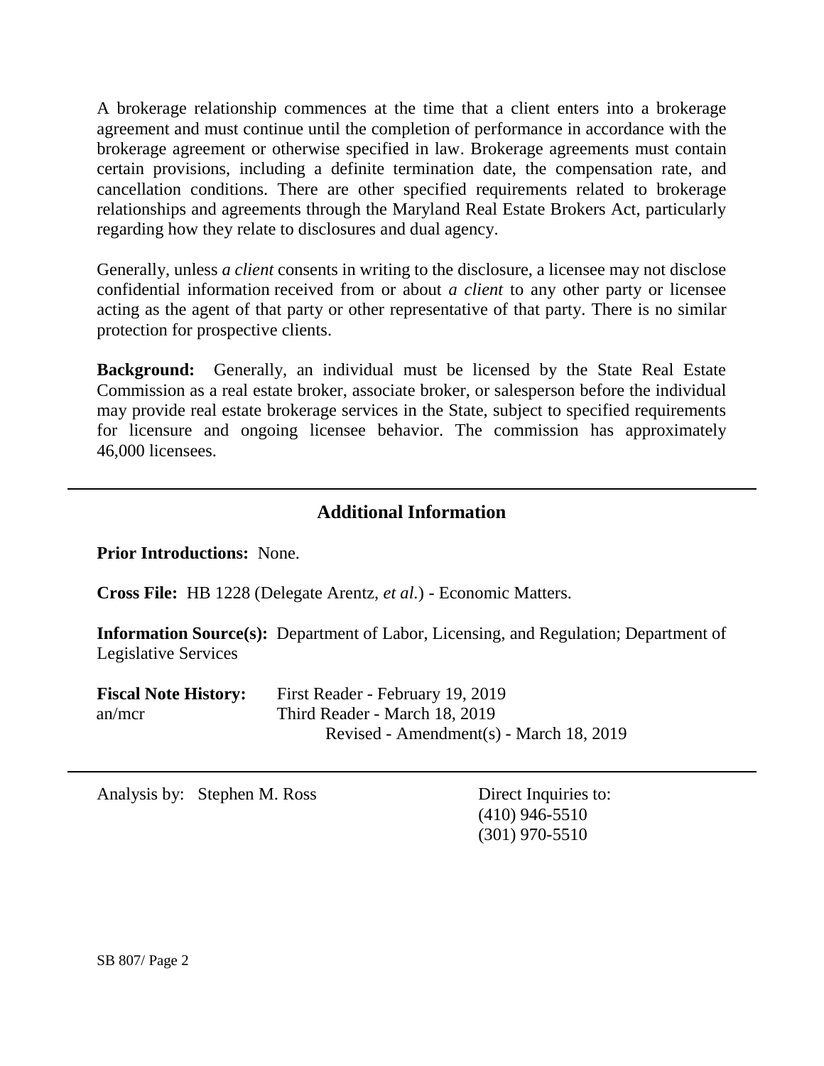A brokerage relationship commences at the time that a client enters into a brokerage agreement and must continue until the completion of performance in accordance with the brokerage agreement or otherwise specified in law. Brokerage agreements must contain certain provisions, including a definite termination date, the compensation rate, and cancellation conditions. There are other specified requirements related to brokerage relationships and agreements through the Maryland Real Estate Brokers Act, particularly regarding how they relate to disclosures and dual agency.

Generally, unless *a client* consents in writing to the disclosure, a licensee may not disclose confidential information received from or about *a client* to any other party or licensee acting as the agent of that party or other representative of that party. There is no similar protection for prospective clients.

**Background:** Generally, an individual must be licensed by the State Real Estate Commission as a real estate broker, associate broker, or salesperson before the individual may provide real estate brokerage services in the State, subject to specified requirements for licensure and ongoing licensee behavior. The commission has approximately 46,000 licensees.

## Additional Information

**Prior Introductions:** None.

**Cross File:** HB 1228 (Delegate Arentz, *et al.*) - Economic Matters.

**Information Source(s):** Department of Labor, Licensing, and Regulation; Department of Legislative Services

**Fiscal Note History:** First Reader - February 19, 2019
an/mcr Third Reader - March 18, 2019
Revised - Amendment(s) - March 18, 2019

Analysis by: Stephen M. Ross

Direct Inquiries to:
(410) 946-5510
(301) 970-5510